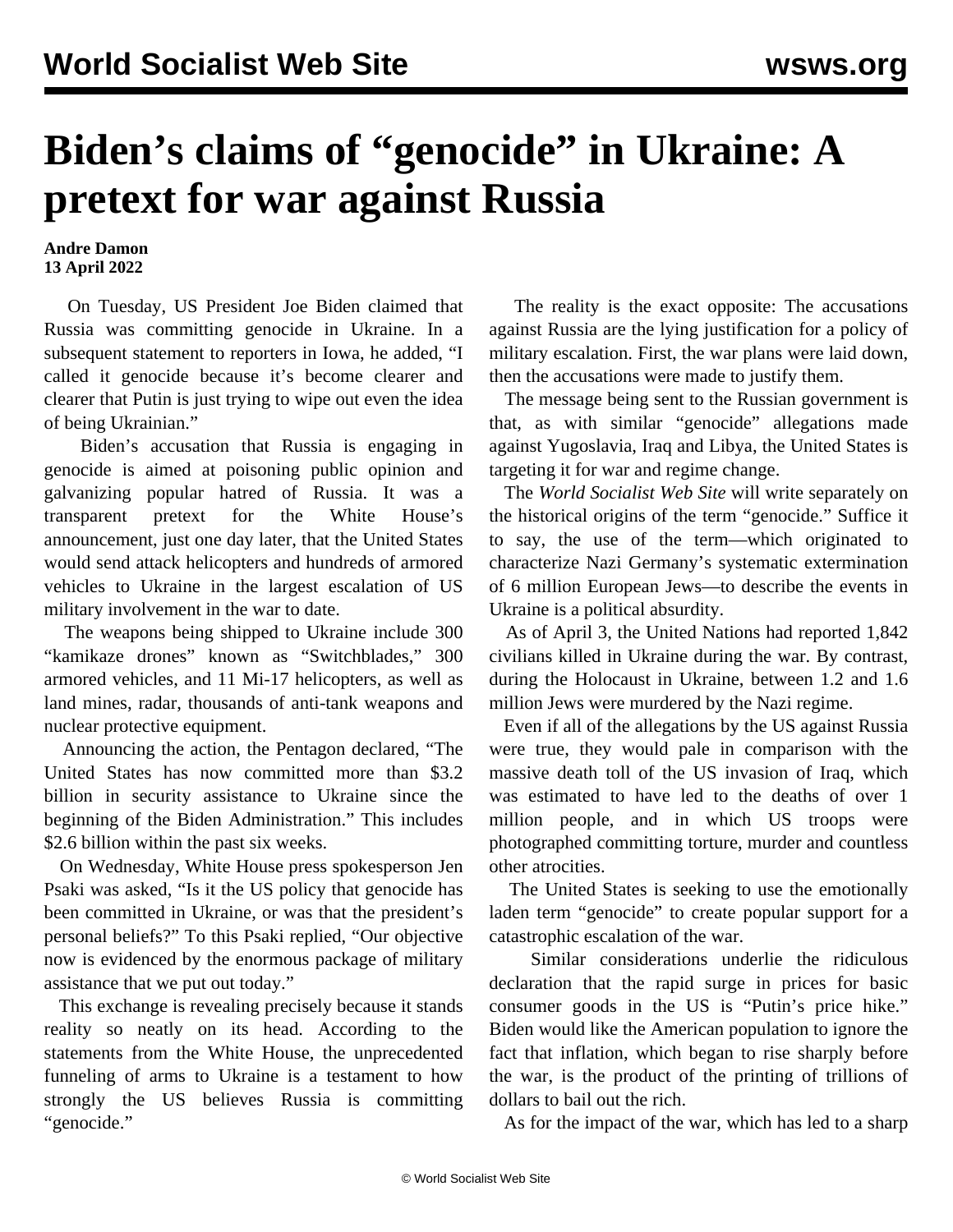# Biden's claims of "genocide" in Ukraine: A pretext for war against Russia

**Andre Damon**
**13 April 2022**

On Tuesday, US President Joe Biden claimed that Russia was committing genocide in Ukraine. In a subsequent statement to reporters in Iowa, he added, "I called it genocide because it's become clearer and clearer that Putin is just trying to wipe out even the idea of being Ukrainian."

Biden's accusation that Russia is engaging in genocide is aimed at poisoning public opinion and galvanizing popular hatred of Russia. It was a transparent pretext for the White House's announcement, just one day later, that the United States would send attack helicopters and hundreds of armored vehicles to Ukraine in the largest escalation of US military involvement in the war to date.

The weapons being shipped to Ukraine include 300 "kamikaze drones" known as "Switchblades," 300 armored vehicles, and 11 Mi-17 helicopters, as well as land mines, radar, thousands of anti-tank weapons and nuclear protective equipment.

Announcing the action, the Pentagon declared, "The United States has now committed more than $3.2 billion in security assistance to Ukraine since the beginning of the Biden Administration." This includes $2.6 billion within the past six weeks.

On Wednesday, White House press spokesperson Jen Psaki was asked, "Is it the US policy that genocide has been committed in Ukraine, or was that the president's personal beliefs?" To this Psaki replied, "Our objective now is evidenced by the enormous package of military assistance that we put out today."

This exchange is revealing precisely because it stands reality so neatly on its head. According to the statements from the White House, the unprecedented funneling of arms to Ukraine is a testament to how strongly the US believes Russia is committing "genocide."

The reality is the exact opposite: The accusations against Russia are the lying justification for a policy of military escalation. First, the war plans were laid down, then the accusations were made to justify them.

The message being sent to the Russian government is that, as with similar "genocide" allegations made against Yugoslavia, Iraq and Libya, the United States is targeting it for war and regime change.

The *World Socialist Web Site* will write separately on the historical origins of the term "genocide." Suffice it to say, the use of the term—which originated to characterize Nazi Germany's systematic extermination of 6 million European Jews—to describe the events in Ukraine is a political absurdity.

As of April 3, the United Nations had reported 1,842 civilians killed in Ukraine during the war. By contrast, during the Holocaust in Ukraine, between 1.2 and 1.6 million Jews were murdered by the Nazi regime.

Even if all of the allegations by the US against Russia were true, they would pale in comparison with the massive death toll of the US invasion of Iraq, which was estimated to have led to the deaths of over 1 million people, and in which US troops were photographed committing torture, murder and countless other atrocities.

The United States is seeking to use the emotionally laden term "genocide" to create popular support for a catastrophic escalation of the war.

Similar considerations underlie the ridiculous declaration that the rapid surge in prices for basic consumer goods in the US is "Putin's price hike." Biden would like the American population to ignore the fact that inflation, which began to rise sharply before the war, is the product of the printing of trillions of dollars to bail out the rich.

As for the impact of the war, which has led to a sharp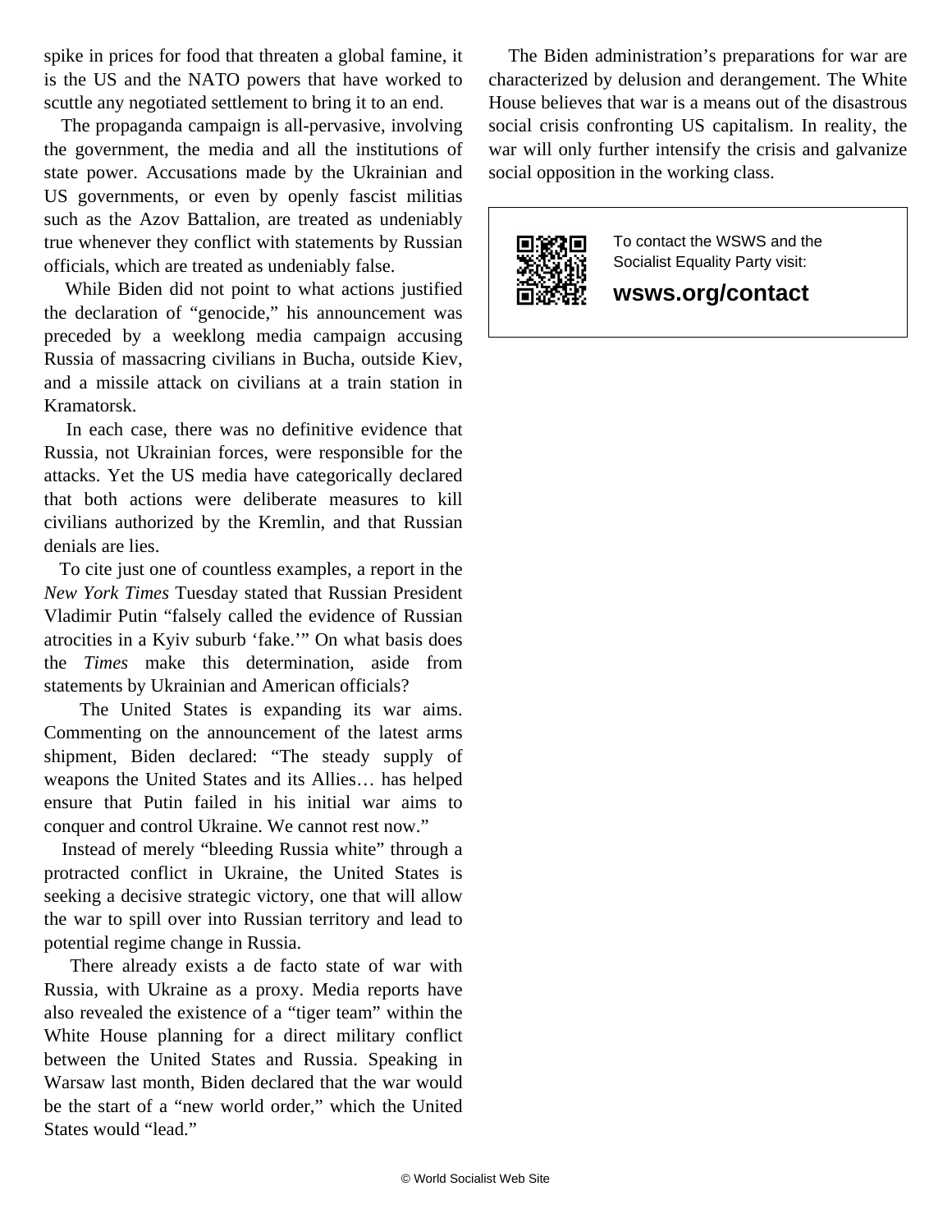spike in prices for food that threaten a global famine, it is the US and the NATO powers that have worked to scuttle any negotiated settlement to bring it to an end.

The propaganda campaign is all-pervasive, involving the government, the media and all the institutions of state power. Accusations made by the Ukrainian and US governments, or even by openly fascist militias such as the Azov Battalion, are treated as undeniably true whenever they conflict with statements by Russian officials, which are treated as undeniably false.

While Biden did not point to what actions justified the declaration of "genocide," his announcement was preceded by a weeklong media campaign accusing Russia of massacring civilians in Bucha, outside Kiev, and a missile attack on civilians at a train station in Kramatorsk.

In each case, there was no definitive evidence that Russia, not Ukrainian forces, were responsible for the attacks. Yet the US media have categorically declared that both actions were deliberate measures to kill civilians authorized by the Kremlin, and that Russian denials are lies.

To cite just one of countless examples, a report in the *New York Times* Tuesday stated that Russian President Vladimir Putin "falsely called the evidence of Russian atrocities in a Kyiv suburb 'fake.'" On what basis does the *Times* make this determination, aside from statements by Ukrainian and American officials?

The United States is expanding its war aims. Commenting on the announcement of the latest arms shipment, Biden declared: "The steady supply of weapons the United States and its Allies… has helped ensure that Putin failed in his initial war aims to conquer and control Ukraine. We cannot rest now."

Instead of merely "bleeding Russia white" through a protracted conflict in Ukraine, the United States is seeking a decisive strategic victory, one that will allow the war to spill over into Russian territory and lead to potential regime change in Russia.

There already exists a de facto state of war with Russia, with Ukraine as a proxy. Media reports have also revealed the existence of a "tiger team" within the White House planning for a direct military conflict between the United States and Russia. Speaking in Warsaw last month, Biden declared that the war would be the start of a "new world order," which the United States would "lead."

The Biden administration's preparations for war are characterized by delusion and derangement. The White House believes that war is a means out of the disastrous social crisis confronting US capitalism. In reality, the war will only further intensify the crisis and galvanize social opposition in the working class.

To contact the WSWS and the Socialist Equality Party visit:

**wsws.org/contact**